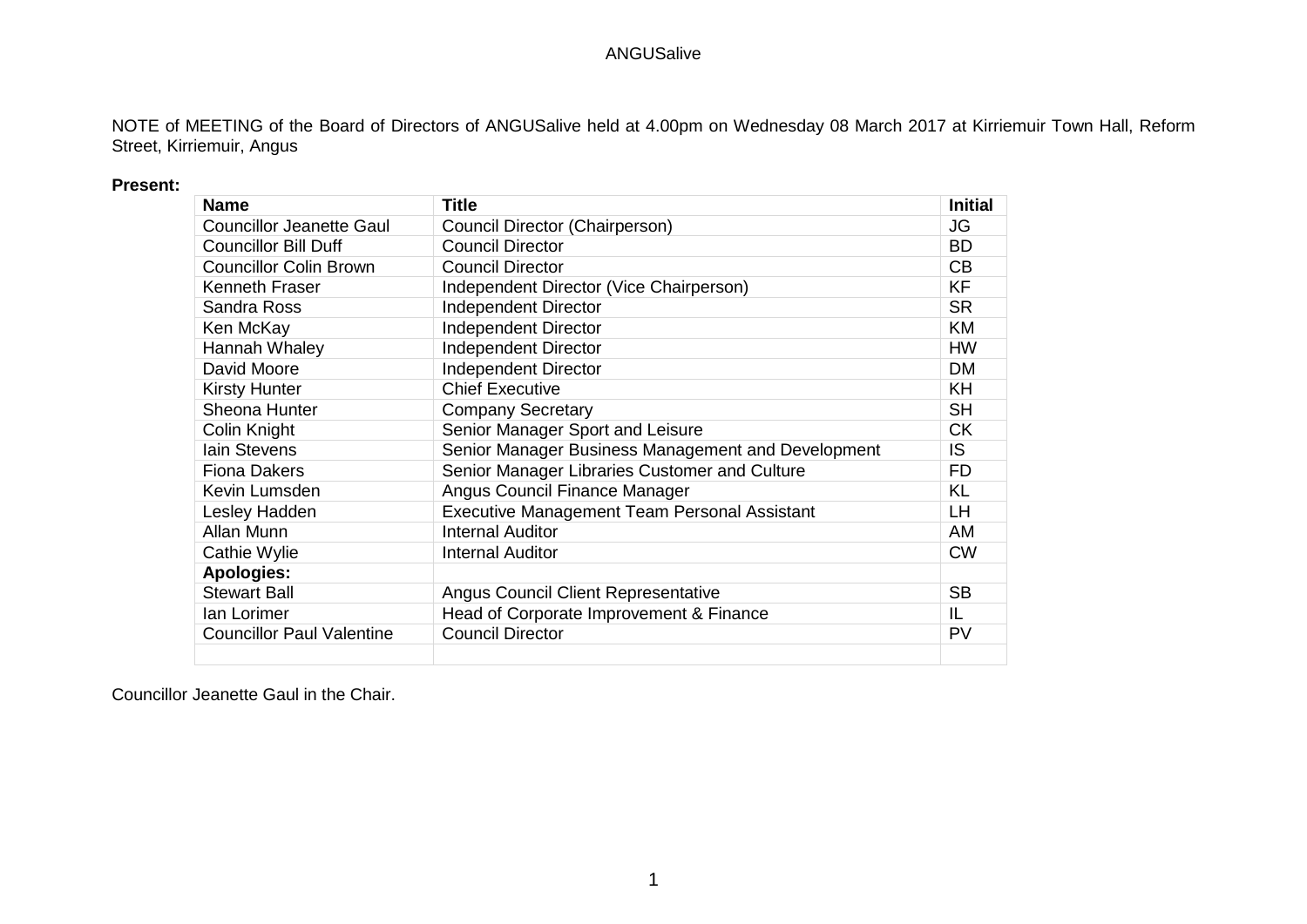ANGUSalive

NOTE of MEETING of the Board of Directors of ANGUSalive held at 4.00pm on Wednesday 08 March 2017 at Kirriemuir Town Hall, Reform Street, Kirriemuir, Angus

**Present:**

| Name | Title | Initial |
|---|---|---|
| Councillor Jeanette Gaul | Council Director (Chairperson) | JG |
| Councillor Bill Duff | Council Director | BD |
| Councillor Colin Brown | Council Director | CB |
| Kenneth Fraser | Independent Director (Vice Chairperson) | KF |
| Sandra Ross | Independent Director | SR |
| Ken McKay | Independent Director | KM |
| Hannah Whaley | Independent Director | HW |
| David Moore | Independent Director | DM |
| Kirsty Hunter | Chief Executive | KH |
| Sheona Hunter | Company Secretary | SH |
| Colin Knight | Senior Manager Sport and Leisure | CK |
| Iain Stevens | Senior Manager Business Management and Development | IS |
| Fiona Dakers | Senior Manager Libraries Customer and Culture | FD |
| Kevin Lumsden | Angus Council Finance Manager | KL |
| Lesley Hadden | Executive Management Team Personal Assistant | LH |
| Allan Munn | Internal Auditor | AM |
| Cathie Wylie | Internal Auditor | CW |
| **Apologies:** | | |
| Stewart Ball | Angus Council Client Representative | SB |
| Ian Lorimer | Head of Corporate Improvement & Finance | IL |
| Councillor Paul Valentine | Council Director | PV |
| | | |

Councillor Jeanette Gaul in the Chair.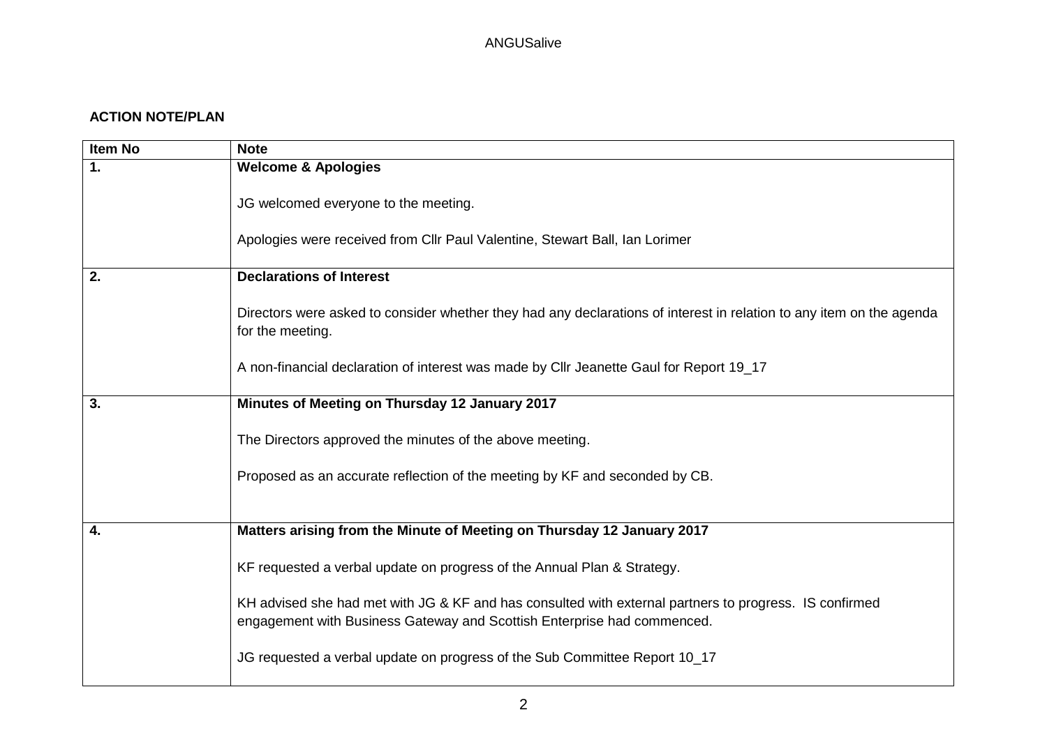**ACTION NOTE/PLAN**

| Item No | Note |
|---|---|
| **1.** | **Welcome & Apologies**<br><br>JG welcomed everyone to the meeting.<br><br>Apologies were received from Cllr Paul Valentine, Stewart Ball, Ian Lorimer |
| **2.** | **Declarations of Interest**<br><br>Directors were asked to consider whether they had any declarations of interest in relation to any item on the agenda for the meeting.<br><br>A non-financial declaration of interest was made by Cllr Jeanette Gaul for Report 19_17 |
| **3.** | **Minutes of Meeting on Thursday 12 January 2017**<br><br>The Directors approved the minutes of the above meeting.<br><br>Proposed as an accurate reflection of the meeting by KF and seconded by CB. |
| **4.** | **Matters arising from the Minute of Meeting on Thursday 12 January 2017**<br><br>KF requested a verbal update on progress of the Annual Plan & Strategy.<br><br>KH advised she had met with JG & KF and has consulted with external partners to progress. IS confirmed engagement with Business Gateway and Scottish Enterprise had commenced.<br><br>JG requested a verbal update on progress of the Sub Committee Report 10_17 |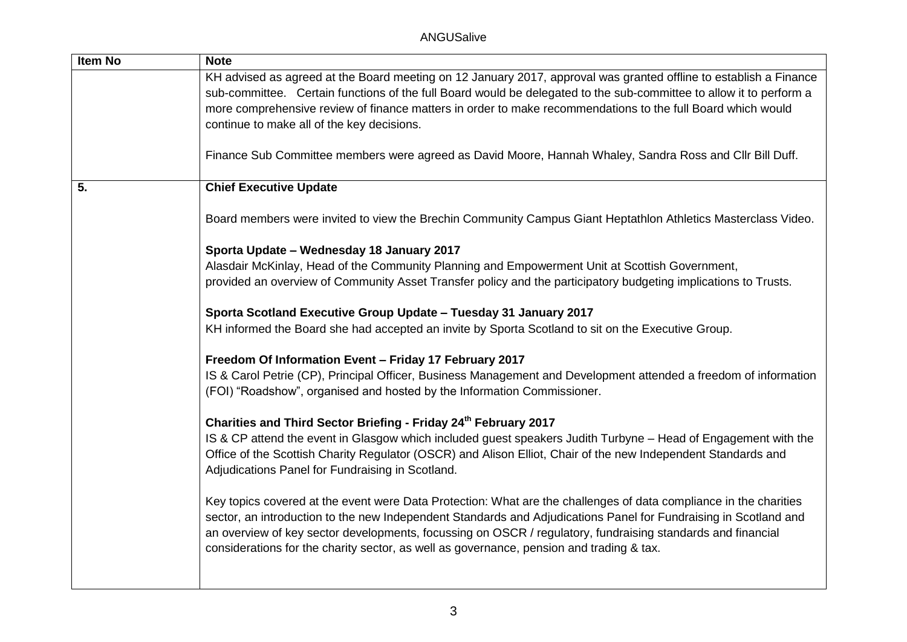| Item No | Note |
|---|---|
| | KH advised as agreed at the Board meeting on 12 January 2017, approval was granted offline to establish a Finance sub-committee. Certain functions of the full Board would be delegated to the sub-committee to allow it to perform a more comprehensive review of finance matters in order to make recommendations to the full Board which would continue to make all of the key decisions.<br><br>Finance Sub Committee members were agreed as David Moore, Hannah Whaley, Sandra Ross and Cllr Bill Duff. |
| **5.** | **Chief Executive Update**<br><br>Board members were invited to view the Brechin Community Campus Giant Heptathlon Athletics Masterclass Video.<br><br>**Sporta Update – Wednesday 18 January 2017**<br>Alasdair McKinlay, Head of the Community Planning and Empowerment Unit at Scottish Government, provided an overview of Community Asset Transfer policy and the participatory budgeting implications to Trusts.<br><br>**Sporta Scotland Executive Group Update – Tuesday 31 January 2017**<br>KH informed the Board she had accepted an invite by Sporta Scotland to sit on the Executive Group.<br><br>**Freedom Of Information Event – Friday 17 February 2017**<br>IS & Carol Petrie (CP), Principal Officer, Business Management and Development attended a freedom of information (FOI) "Roadshow", organised and hosted by the Information Commissioner.<br><br>**Charities and Third Sector Briefing - Friday 24th February 2017**<br>IS & CP attend the event in Glasgow which included guest speakers Judith Turbyne – Head of Engagement with the Office of the Scottish Charity Regulator (OSCR) and Alison Elliot, Chair of the new Independent Standards and Adjudications Panel for Fundraising in Scotland.<br><br>Key topics covered at the event were Data Protection: What are the challenges of data compliance in the charities sector, an introduction to the new Independent Standards and Adjudications Panel for Fundraising in Scotland and an overview of key sector developments, focussing on OSCR / regulatory, fundraising standards and financial considerations for the charity sector, as well as governance, pension and trading & tax. |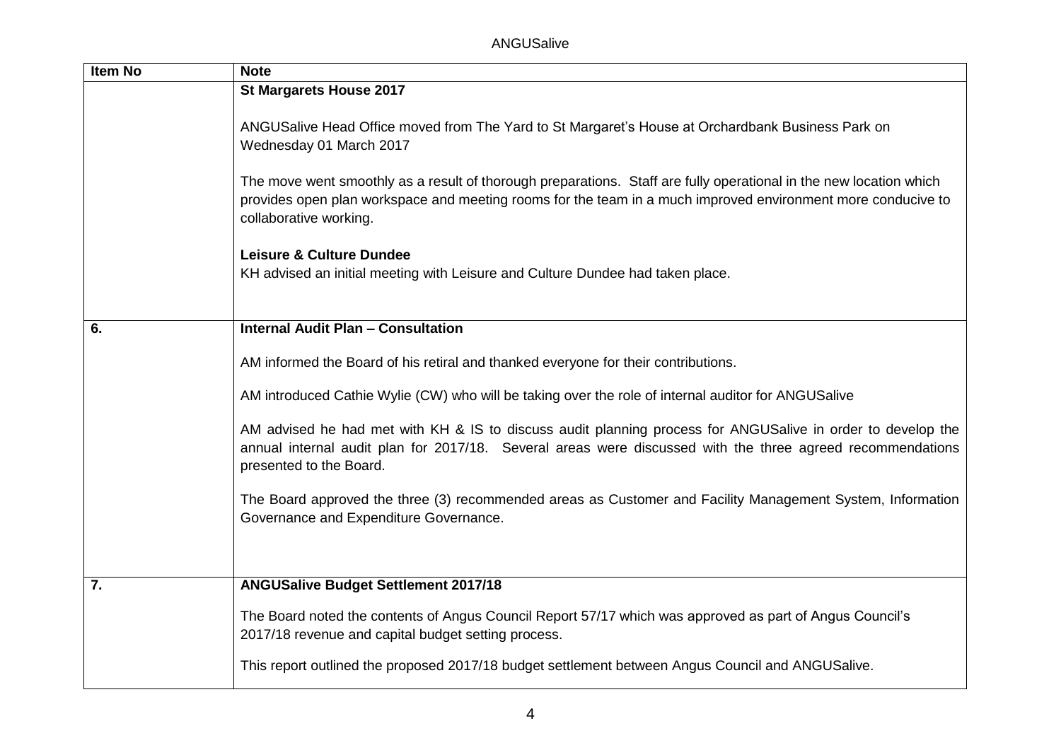| Item No | Note |
| --- | --- |
| | **St Margarets House 2017**<br><br>ANGUSalive Head Office moved from The Yard to St Margaret's House at Orchardbank Business Park on Wednesday 01 March 2017<br><br>The move went smoothly as a result of thorough preparations. Staff are fully operational in the new location which provides open plan workspace and meeting rooms for the team in a much improved environment more conducive to collaborative working.<br><br>**Leisure & Culture Dundee**<br>KH advised an initial meeting with Leisure and Culture Dundee had taken place. |
| **6.** | **Internal Audit Plan – Consultation**<br><br>AM informed the Board of his retiral and thanked everyone for their contributions.<br><br>AM introduced Cathie Wylie (CW) who will be taking over the role of internal auditor for ANGUSalive<br><br>AM advised he had met with KH & IS to discuss audit planning process for ANGUSalive in order to develop the annual internal audit plan for 2017/18. Several areas were discussed with the three agreed recommendations presented to the Board.<br><br>The Board approved the three (3) recommended areas as Customer and Facility Management System, Information Governance and Expenditure Governance. |
| **7.** | **ANGUSalive Budget Settlement 2017/18**<br><br>The Board noted the contents of Angus Council Report 57/17 which was approved as part of Angus Council's 2017/18 revenue and capital budget setting process.<br><br>This report outlined the proposed 2017/18 budget settlement between Angus Council and ANGUSalive. |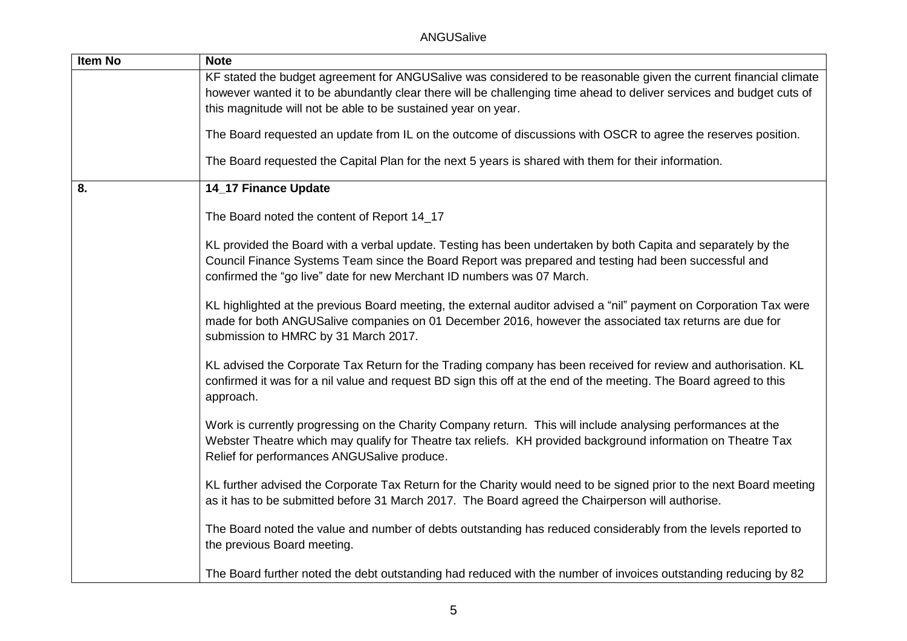| Item No | Note |
| --- | --- |
| | KF stated the budget agreement for ANGUSalive was considered to be reasonable given the current financial climate however wanted it to be abundantly clear there will be challenging time ahead to deliver services and budget cuts of this magnitude will not be able to be sustained year on year.<br><br>The Board requested an update from IL on the outcome of discussions with OSCR to agree the reserves position.<br><br>The Board requested the Capital Plan for the next 5 years is shared with them for their information. |
| **8.** | **14_17 Finance Update**<br><br>The Board noted the content of Report 14_17<br><br>KL provided the Board with a verbal update. Testing has been undertaken by both Capita and separately by the Council Finance Systems Team since the Board Report was prepared and testing had been successful and confirmed the "go live" date for new Merchant ID numbers was 07 March.<br><br>KL highlighted at the previous Board meeting, the external auditor advised a "nil" payment on Corporation Tax were made for both ANGUSalive companies on 01 December 2016, however the associated tax returns are due for submission to HMRC by 31 March 2017.<br><br>KL advised the Corporate Tax Return for the Trading company has been received for review and authorisation. KL confirmed it was for a nil value and request BD sign this off at the end of the meeting. The Board agreed to this approach.<br><br>Work is currently progressing on the Charity Company return. This will include analysing performances at the Webster Theatre which may qualify for Theatre tax reliefs. KH provided background information on Theatre Tax Relief for performances ANGUSalive produce.<br><br>KL further advised the Corporate Tax Return for the Charity would need to be signed prior to the next Board meeting as it has to be submitted before 31 March 2017. The Board agreed the Chairperson will authorise.<br><br>The Board noted the value and number of debts outstanding has reduced considerably from the levels reported to the previous Board meeting.<br><br>The Board further noted the debt outstanding had reduced with the number of invoices outstanding reducing by 82 |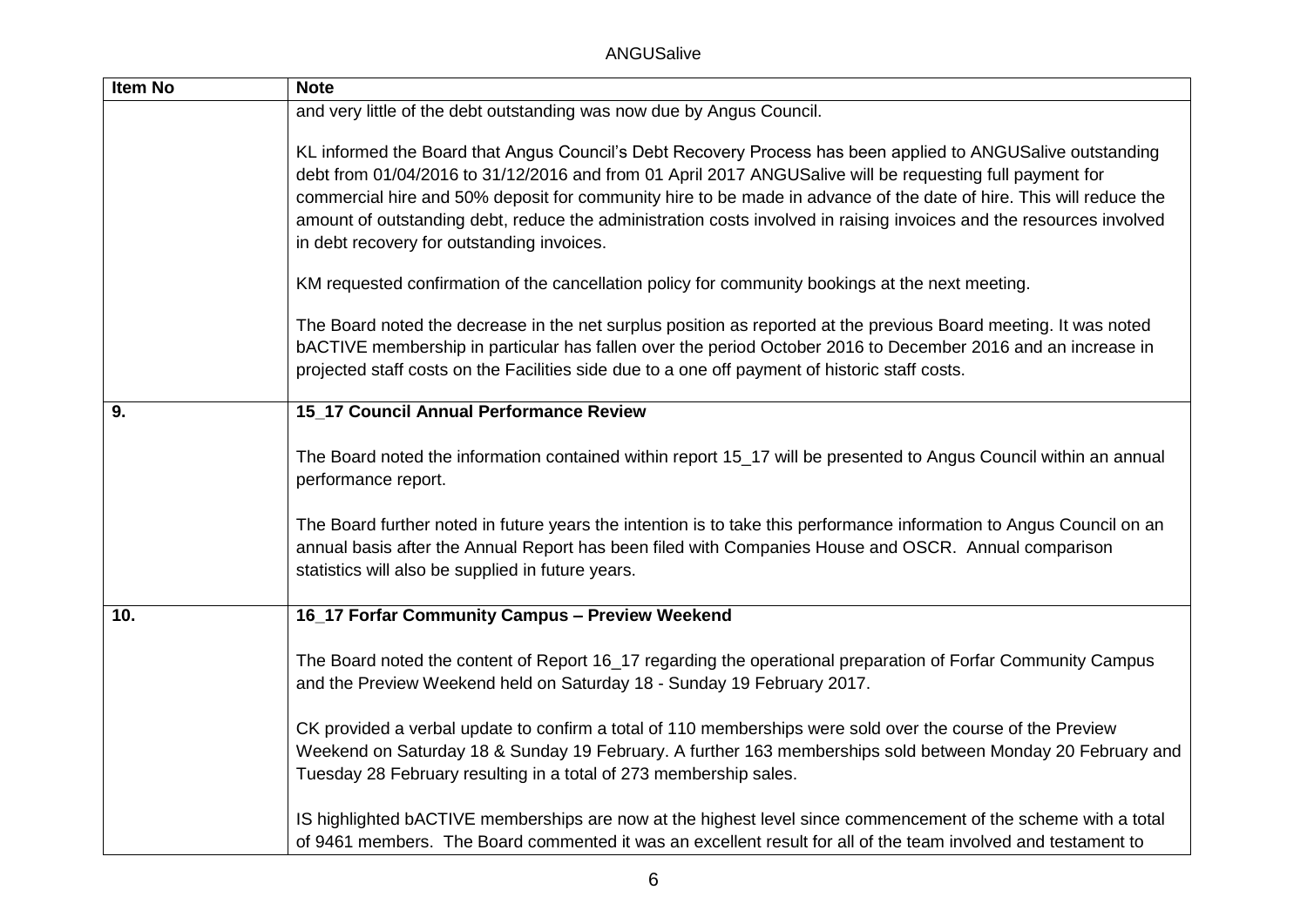| Item No | Note |
|---|---|
| | and very little of the debt outstanding was now due by Angus Council.<br><br>KL informed the Board that Angus Council's Debt Recovery Process has been applied to ANGUSalive outstanding debt from 01/04/2016 to 31/12/2016 and from 01 April 2017 ANGUSalive will be requesting full payment for commercial hire and 50% deposit for community hire to be made in advance of the date of hire. This will reduce the amount of outstanding debt, reduce the administration costs involved in raising invoices and the resources involved in debt recovery for outstanding invoices.<br><br>KM requested confirmation of the cancellation policy for community bookings at the next meeting.<br><br>The Board noted the decrease in the net surplus position as reported at the previous Board meeting. It was noted bACTIVE membership in particular has fallen over the period October 2016 to December 2016 and an increase in projected staff costs on the Facilities side due to a one off payment of historic staff costs. |
| **9.** | **15_17 Council Annual Performance Review**<br><br>The Board noted the information contained within report 15_17 will be presented to Angus Council within an annual performance report.<br><br>The Board further noted in future years the intention is to take this performance information to Angus Council on an annual basis after the Annual Report has been filed with Companies House and OSCR. Annual comparison statistics will also be supplied in future years. |
| **10.** | **16_17 Forfar Community Campus – Preview Weekend**<br><br>The Board noted the content of Report 16_17 regarding the operational preparation of Forfar Community Campus and the Preview Weekend held on Saturday 18 - Sunday 19 February 2017.<br><br>CK provided a verbal update to confirm a total of 110 memberships were sold over the course of the Preview Weekend on Saturday 18 & Sunday 19 February. A further 163 memberships sold between Monday 20 February and Tuesday 28 February resulting in a total of 273 membership sales.<br><br>IS highlighted bACTIVE memberships are now at the highest level since commencement of the scheme with a total of 9461 members. The Board commented it was an excellent result for all of the team involved and testament to |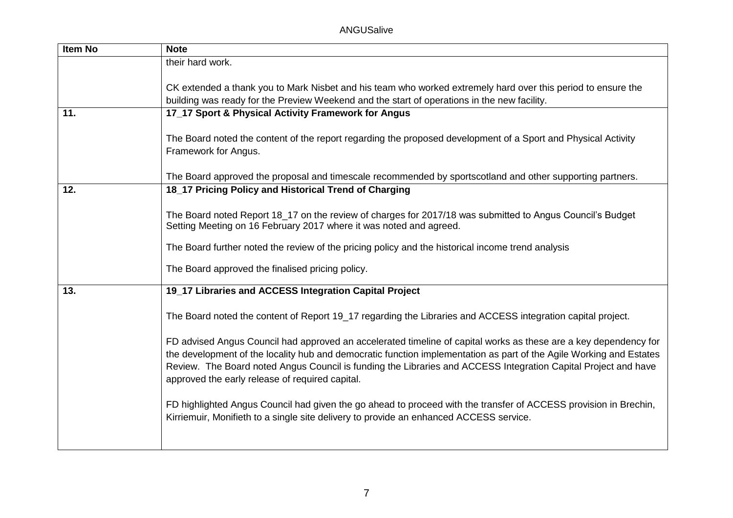| Item No | Note |
| --- | --- |
| | their hard work.<br><br>CK extended a thank you to Mark Nisbet and his team who worked extremely hard over this period to ensure the building was ready for the Preview Weekend and the start of operations in the new facility. |
| **11.** | **17_17 Sport & Physical Activity Framework for Angus**<br><br>The Board noted the content of the report regarding the proposed development of a Sport and Physical Activity Framework for Angus.<br><br>The Board approved the proposal and timescale recommended by sportscotland and other supporting partners. |
| **12.** | **18_17 Pricing Policy and Historical Trend of Charging**<br><br>The Board noted Report 18_17 on the review of charges for 2017/18 was submitted to Angus Council's Budget Setting Meeting on 16 February 2017 where it was noted and agreed.<br><br>The Board further noted the review of the pricing policy and the historical income trend analysis<br><br>The Board approved the finalised pricing policy. |
| **13.** | **19_17 Libraries and ACCESS Integration Capital Project**<br><br>The Board noted the content of Report 19_17 regarding the Libraries and ACCESS integration capital project.<br><br>FD advised Angus Council had approved an accelerated timeline of capital works as these are a key dependency for the development of the locality hub and democratic function implementation as part of the Agile Working and Estates Review. The Board noted Angus Council is funding the Libraries and ACCESS Integration Capital Project and have approved the early release of required capital.<br><br>FD highlighted Angus Council had given the go ahead to proceed with the transfer of ACCESS provision in Brechin, Kirriemuir, Monifieth to a single site delivery to provide an enhanced ACCESS service. |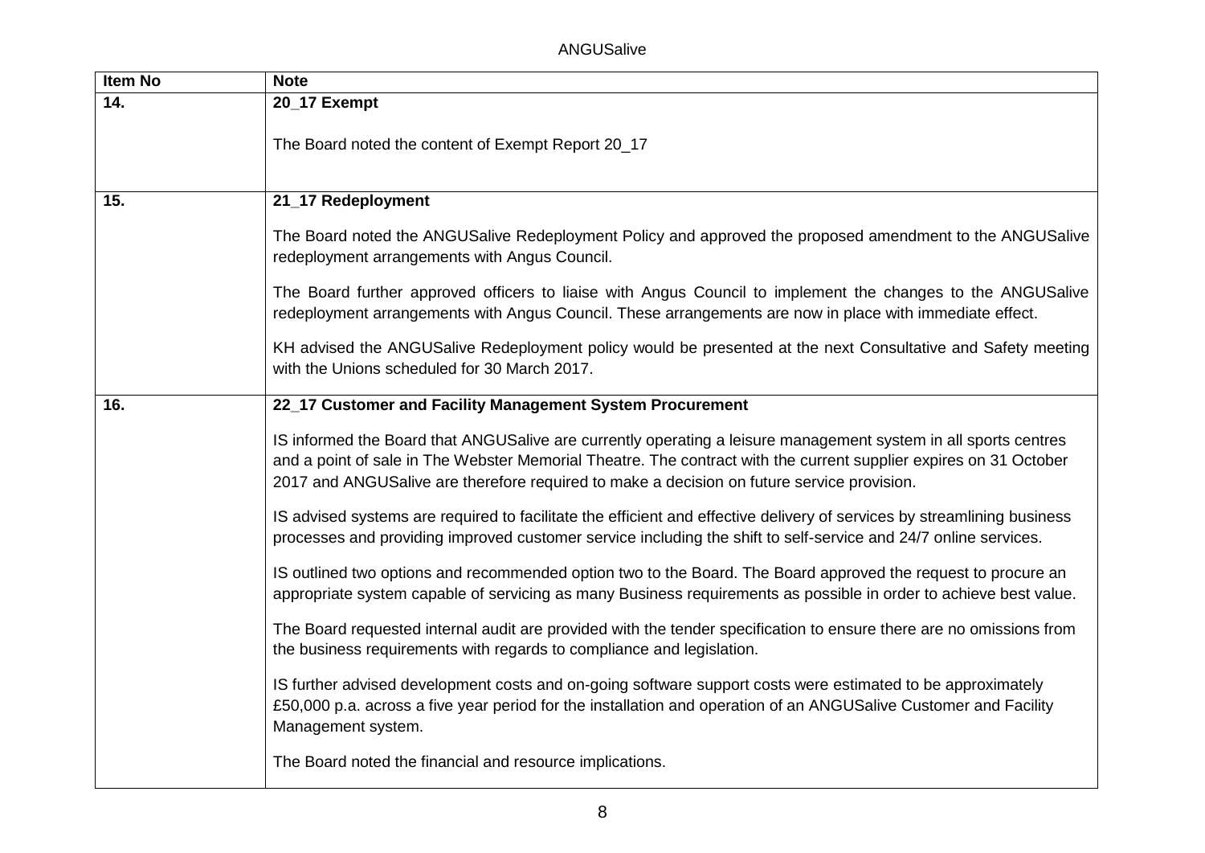| Item No | Note |
|---|---|
| **14.** | **20_17 Exempt**<br><br>The Board noted the content of Exempt Report 20_17 |
| **15.** | **21_17 Redeployment**<br><br>The Board noted the ANGUSalive Redeployment Policy and approved the proposed amendment to the ANGUSalive redeployment arrangements with Angus Council.<br><br>The Board further approved officers to liaise with Angus Council to implement the changes to the ANGUSalive redeployment arrangements with Angus Council. These arrangements are now in place with immediate effect.<br><br>KH advised the ANGUSalive Redeployment policy would be presented at the next Consultative and Safety meeting with the Unions scheduled for 30 March 2017. |
| **16.** | **22_17 Customer and Facility Management System Procurement**<br><br>IS informed the Board that ANGUSalive are currently operating a leisure management system in all sports centres and a point of sale in The Webster Memorial Theatre. The contract with the current supplier expires on 31 October 2017 and ANGUSalive are therefore required to make a decision on future service provision.<br><br>IS advised systems are required to facilitate the efficient and effective delivery of services by streamlining business processes and providing improved customer service including the shift to self-service and 24/7 online services.<br><br>IS outlined two options and recommended option two to the Board. The Board approved the request to procure an appropriate system capable of servicing as many Business requirements as possible in order to achieve best value.<br><br>The Board requested internal audit are provided with the tender specification to ensure there are no omissions from the business requirements with regards to compliance and legislation.<br><br>IS further advised development costs and on-going software support costs were estimated to be approximately £50,000 p.a. across a five year period for the installation and operation of an ANGUSalive Customer and Facility Management system.<br><br>The Board noted the financial and resource implications. |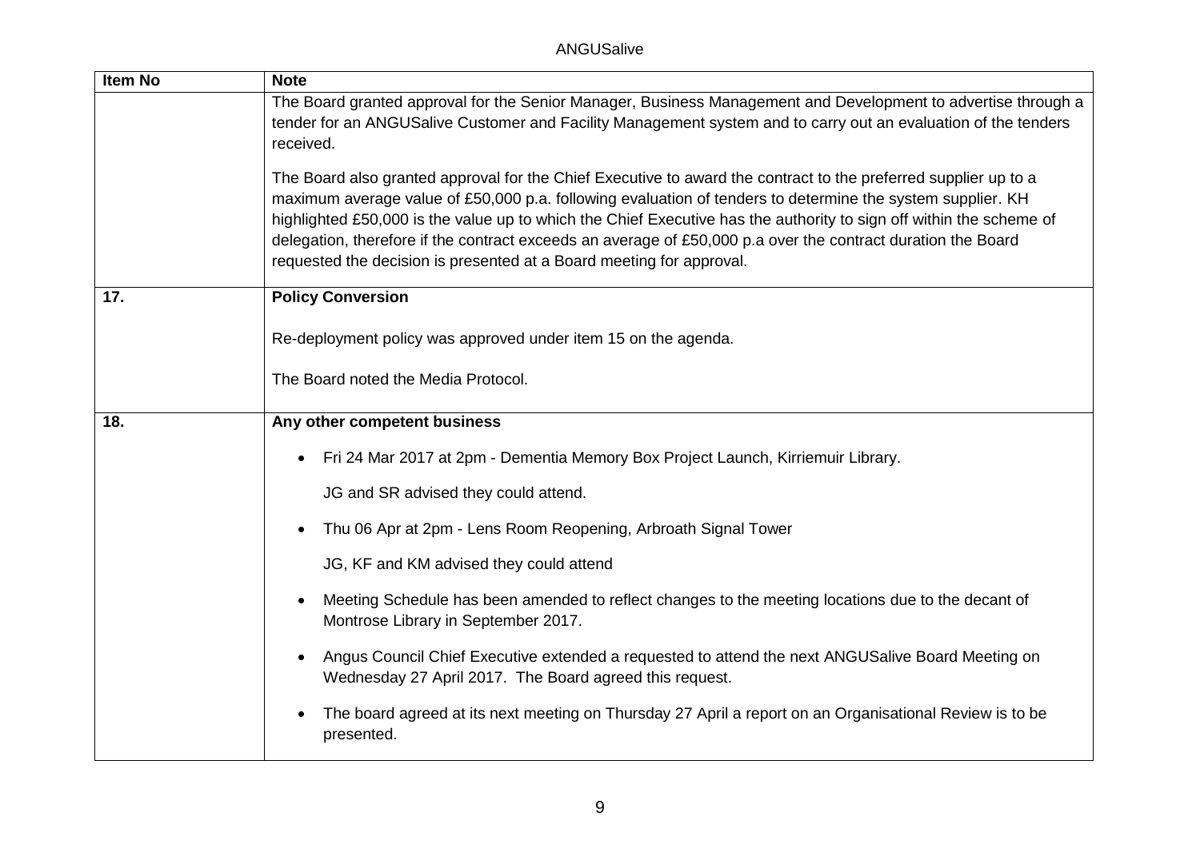| Item No | Note |
|---|---|
| | The Board granted approval for the Senior Manager, Business Management and Development to advertise through a tender for an ANGUSalive Customer and Facility Management system and to carry out an evaluation of the tenders received.<br><br>The Board also granted approval for the Chief Executive to award the contract to the preferred supplier up to a maximum average value of £50,000 p.a. following evaluation of tenders to determine the system supplier. KH highlighted £50,000 is the value up to which the Chief Executive has the authority to sign off within the scheme of delegation, therefore if the contract exceeds an average of £50,000 p.a over the contract duration the Board requested the decision is presented at a Board meeting for approval. |
| **17.** | **Policy Conversion**<br><br>Re-deployment policy was approved under item 15 on the agenda.<br><br>The Board noted the Media Protocol. |
| **18.** | **Any other competent business**<br><br>• Fri 24 Mar 2017 at 2pm - Dementia Memory Box Project Launch, Kirriemuir Library.<br><br>JG and SR advised they could attend.<br><br>• Thu 06 Apr at 2pm - Lens Room Reopening, Arbroath Signal Tower<br><br>JG, KF and KM advised they could attend<br><br>• Meeting Schedule has been amended to reflect changes to the meeting locations due to the decant of Montrose Library in September 2017.<br><br>• Angus Council Chief Executive extended a requested to attend the next ANGUSalive Board Meeting on Wednesday 27 April 2017. The Board agreed this request.<br><br>• The board agreed at its next meeting on Thursday 27 April a report on an Organisational Review is to be presented. |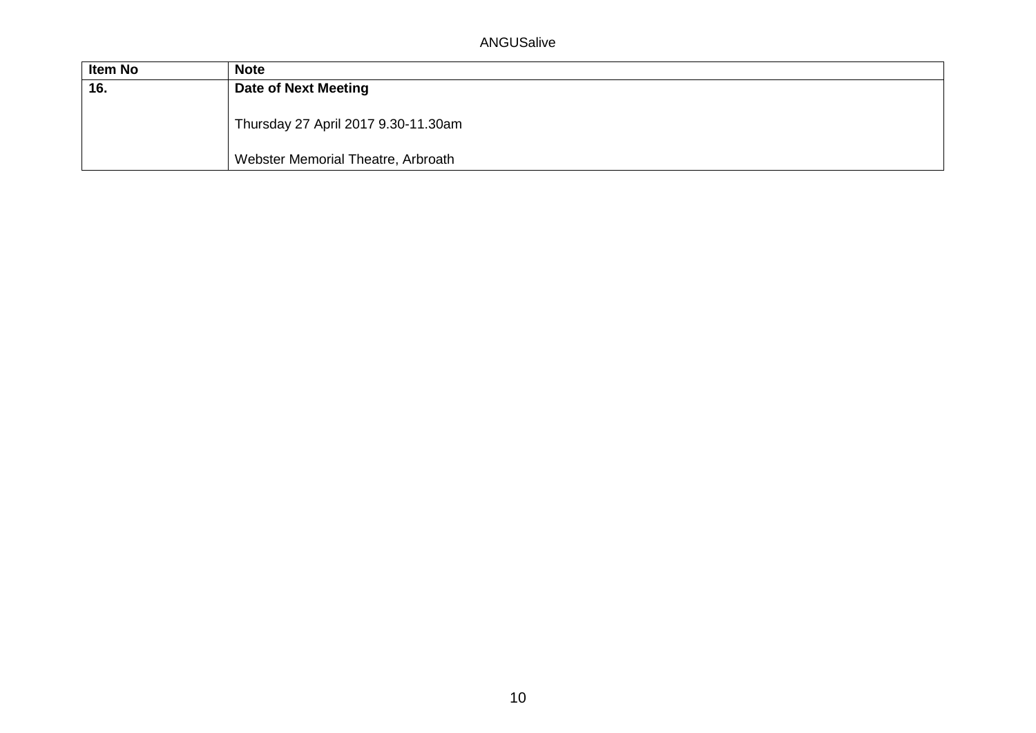| Item No | Note |
|---|---|
| **16.** | **Date of Next Meeting**<br><br>Thursday 27 April 2017 9.30-11.30am<br><br>Webster Memorial Theatre, Arbroath |